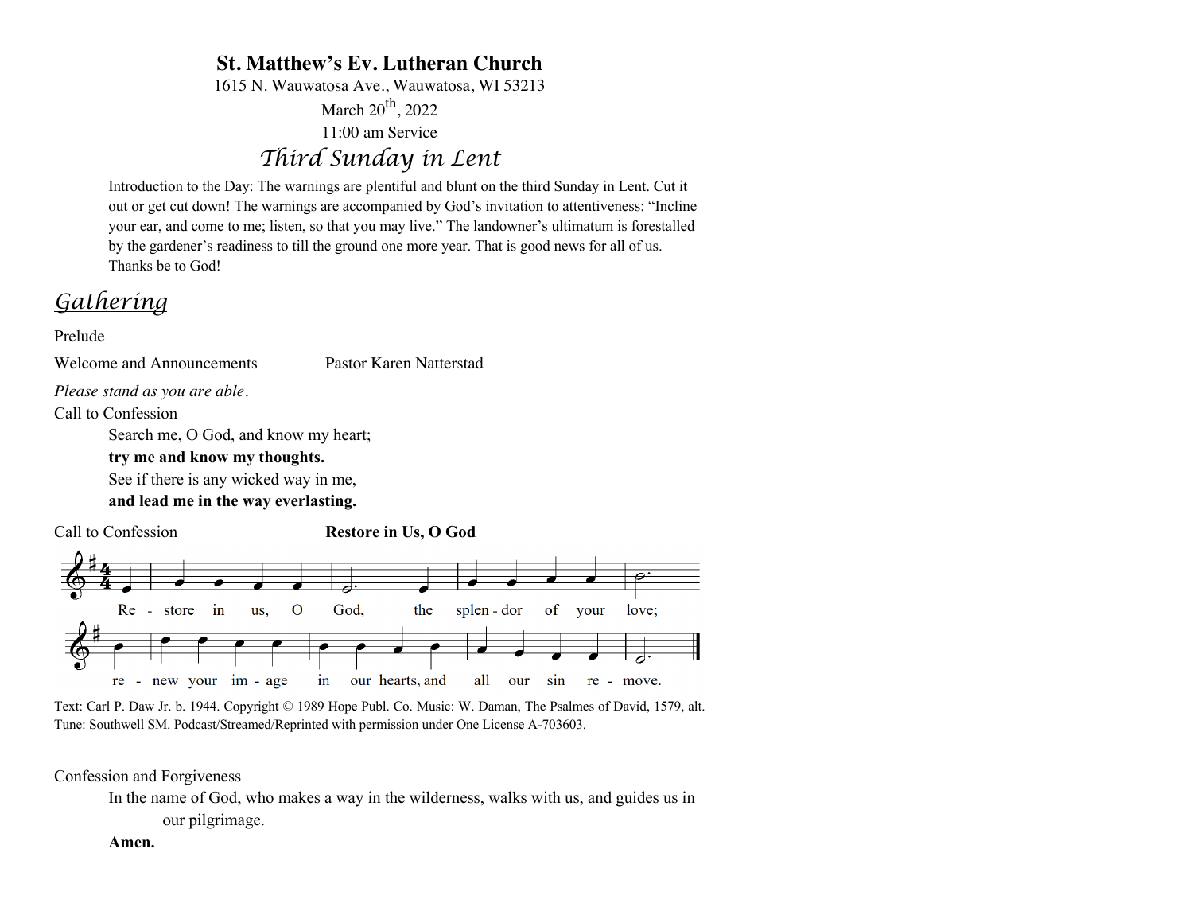# St. Matthew's Ev. Lutheran Church

1615 N. Wauwatosa Ave., Wauwatosa, WI 53213

March 20th, 2022

11:00 am Service

## *Third Sunday in Lent*

Introduction to the Day: The warnings are plentiful and blunt on the third Sunday in Lent. Cut it out or get cut down! The warnings are accompanied by God's invitation to attentiveness: "Incline your ear, and come to me; listen, so that you may live." The landowner's ultimatum is forestalled by the gardener's readiness to till the ground one more year. That is good news for all of us. Thanks be to God!

## *Gathering*

Prelude

Welcome and Announcements Pastor Karen Natterstad

*Please stand as you are able.*

Call to Confession

Search me, O God, and know my heart;
**try me and know my thoughts.**
See if there is any wicked way in me,
**and lead me in the way everlasting.**

Call to Confession **Restore in Us, O God**

Restore in us, O God, the splendor of your love;
renew your image in our hearts, and all our sin remove.

Text: Carl P. Daw Jr. b. 1944. Copyright © 1989 Hope Publ. Co. Music: W. Daman, The Psalmes of David, 1579, alt. Tune: Southwell SM. Podcast/Streamed/Reprinted with permission under One License A-703603.

Confession and Forgiveness

In the name of God, who makes a way in the wilderness, walks with us, and guides us in our pilgrimage.

**Amen.**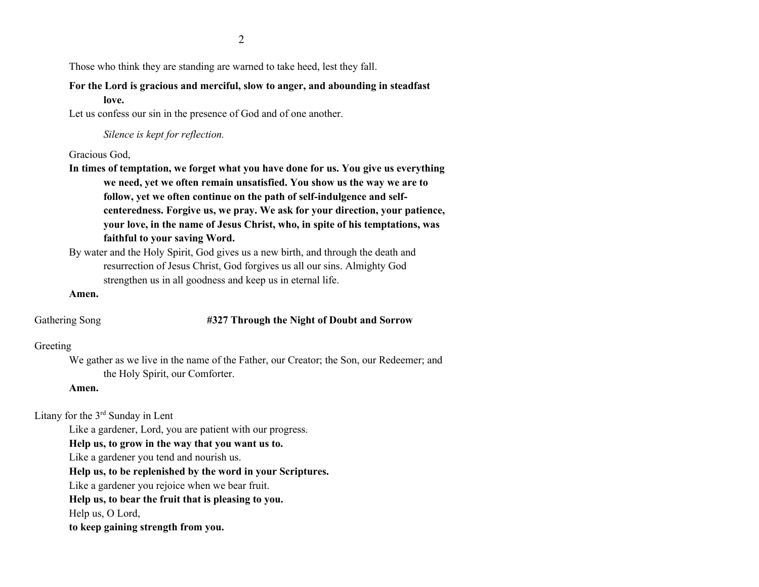Those who think they are standing are warned to take heed, lest they fall.

**For the Lord is gracious and merciful, slow to anger, and abounding in steadfast love.**

Let us confess our sin in the presence of God and of one another.

*Silence is kept for reflection.*

Gracious God,

**In times of temptation, we forget what you have done for us. You give us everything we need, yet we often remain unsatisfied. You show us the way we are to follow, yet we often continue on the path of self-indulgence and self-centeredness. Forgive us, we pray. We ask for your direction, your patience, your love, in the name of Jesus Christ, who, in spite of his temptations, was faithful to your saving Word.**

By water and the Holy Spirit, God gives us a new birth, and through the death and resurrection of Jesus Christ, God forgives us all our sins. Almighty God strengthen us in all goodness and keep us in eternal life.

**Amen.**

Gathering Song **#327 Through the Night of Doubt and Sorrow**

Greeting

We gather as we live in the name of the Father, our Creator; the Son, our Redeemer; and the Holy Spirit, our Comforter.

**Amen.**

Litany for the 3rd Sunday in Lent

Like a gardener, Lord, you are patient with our progress.

**Help us, to grow in the way that you want us to.**

Like a gardener you tend and nourish us.

**Help us, to be replenished by the word in your Scriptures.**

Like a gardener you rejoice when we bear fruit.

**Help us, to bear the fruit that is pleasing to you.**

Help us, O Lord,

**to keep gaining strength from you.**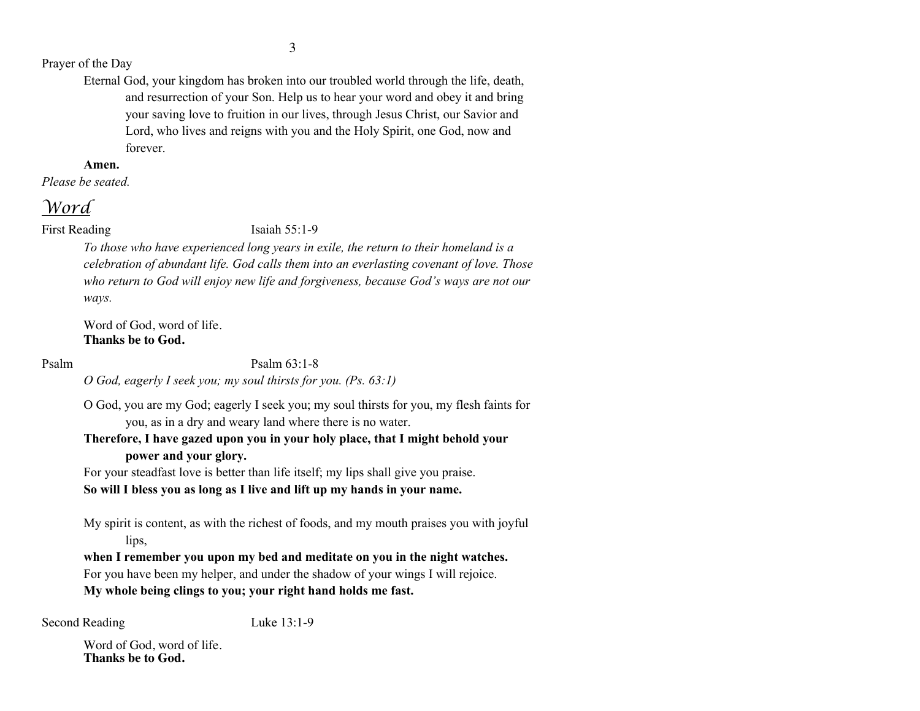Prayer of the Day

Eternal God, your kingdom has broken into our troubled world through the life, death, and resurrection of your Son. Help us to hear your word and obey it and bring your saving love to fruition in our lives, through Jesus Christ, our Savior and Lord, who lives and reigns with you and the Holy Spirit, one God, now and forever.

**Amen.**

*Please be seated.*

## *Word*

First Reading Isaiah 55:1-9

*To those who have experienced long years in exile, the return to their homeland is a celebration of abundant life. God calls them into an everlasting covenant of love. Those who return to God will enjoy new life and forgiveness, because God's ways are not our ways.*

Word of God, word of life.
**Thanks be to God.**

Psalm Psalm 63:1-8

*O God, eagerly I seek you; my soul thirsts for you. (Ps. 63:1)*

O God, you are my God; eagerly I seek you; my soul thirsts for you, my flesh faints for you, as in a dry and weary land where there is no water.
**Therefore, I have gazed upon you in your holy place, that I might behold your power and your glory.**
For your steadfast love is better than life itself; my lips shall give you praise.
**So will I bless you as long as I live and lift up my hands in your name.**

My spirit is content, as with the richest of foods, and my mouth praises you with joyful lips,
**when I remember you upon my bed and meditate on you in the night watches.**
For you have been my helper, and under the shadow of your wings I will rejoice.
**My whole being clings to you; your right hand holds me fast.**

Second Reading Luke 13:1-9

Word of God, word of life.
**Thanks be to God.**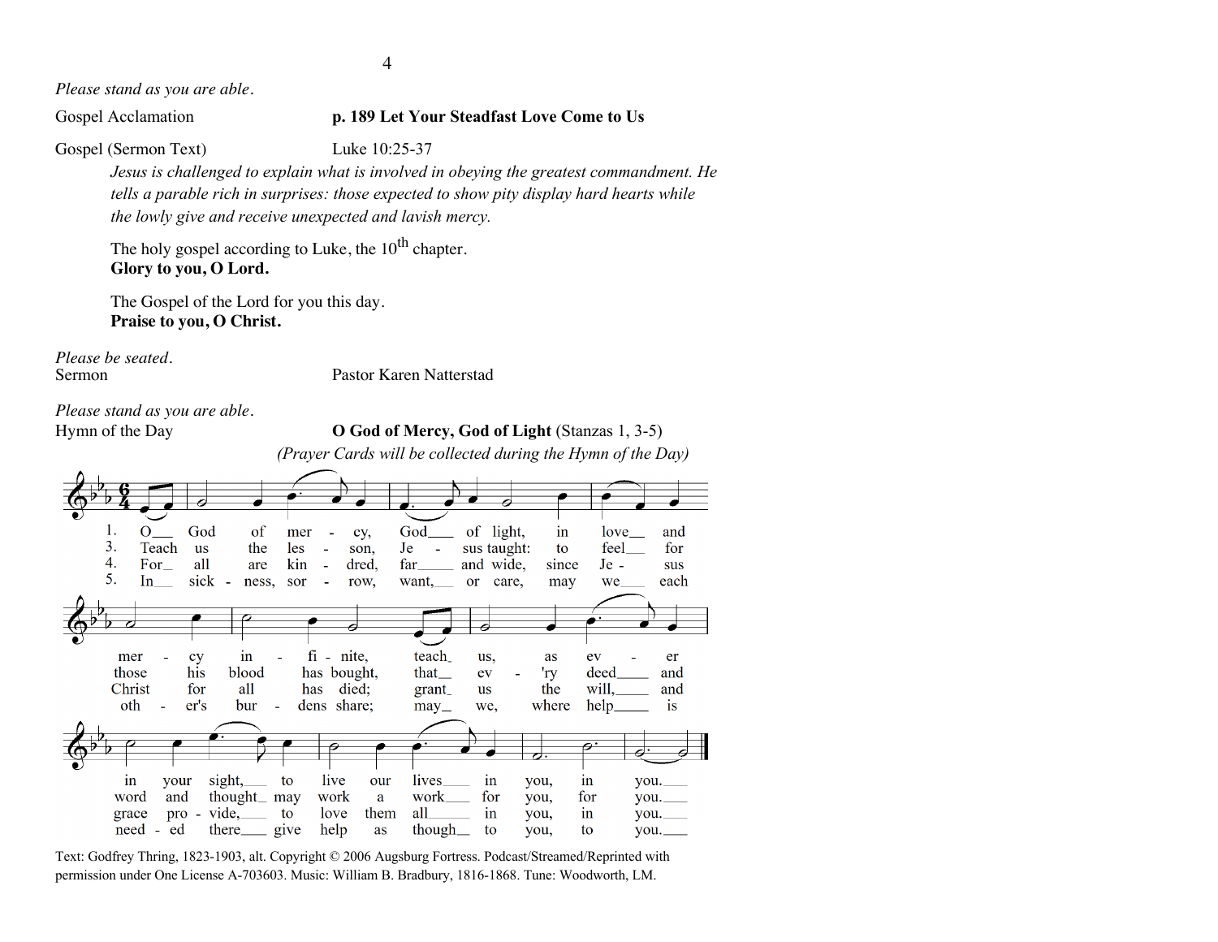*Please stand as you are able.*

Gospel Acclamation **p. 189 Let Your Steadfast Love Come to Us**

Gospel (Sermon Text) Luke 10:25-37

*Jesus is challenged to explain what is involved in obeying the greatest commandment. He tells a parable rich in surprises: those expected to show pity display hard hearts while the lowly give and receive unexpected and lavish mercy.*

The holy gospel according to Luke, the 10th chapter.
**Glory to you, O Lord.**

The Gospel of the Lord for you this day.
**Praise to you, O Christ.**

*Please be seated.*
Sermon Pastor Karen Natterstad

*Please stand as you are able.*
Hymn of the Day **O God of Mercy, God of Light** (Stanzas 1, 3-5)
*(Prayer Cards will be collected during the Hymn of the Day)*

1. O God of mercy, God of light, in love and mercy infinite, teach us, as ever in your sight, to live our lives in you, in you.
3. Teach us the lesson, Jesus taught: to feel for those his blood has bought, that every deed and word and thought may work a work for you, for you.
4. For all are kindred, far and wide, since Jesus Christ for all has died; grant us the will, and grace provide, to love them all in you, in you.
5. In sickness, sorrow, want, or care, may we each other's burdens share; may we, where help is needed there, give help as though to you, to you.

Text: Godfrey Thring, 1823-1903, alt. Copyright © 2006 Augsburg Fortress. Podcast/Streamed/Reprinted with permission under One License A-703603. Music: William B. Bradbury, 1816-1868. Tune: Woodworth, LM.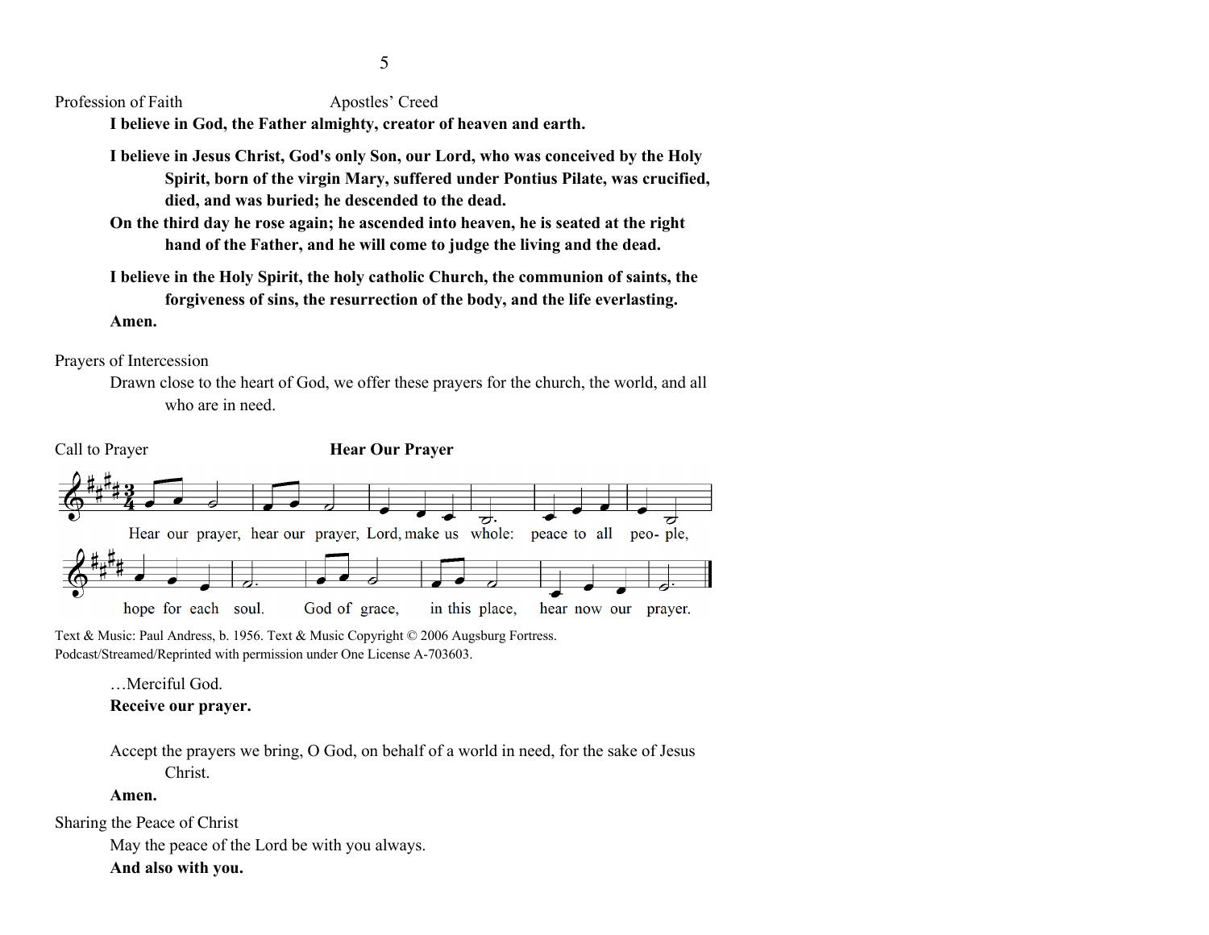Profession of Faith Apostles' Creed

**I believe in God, the Father almighty, creator of heaven and earth.**

**I believe in Jesus Christ, God's only Son, our Lord, who was conceived by the Holy Spirit, born of the virgin Mary, suffered under Pontius Pilate, was crucified, died, and was buried; he descended to the dead.**
**On the third day he rose again; he ascended into heaven, he is seated at the right hand of the Father, and he will come to judge the living and the dead.**

**I believe in the Holy Spirit, the holy catholic Church, the communion of saints, the forgiveness of sins, the resurrection of the body, and the life everlasting.**
**Amen.**

Prayers of Intercession

Drawn close to the heart of God, we offer these prayers for the church, the world, and all who are in need.

Call to Prayer **Hear Our Prayer**

Hear our prayer, hear our prayer, Lord, make us whole: peace to all peo- ple,
hope for each soul. God of grace, in this place, hear now our prayer.

Text & Music: Paul Andress, b. 1956. Text & Music Copyright © 2006 Augsburg Fortress.
Podcast/Streamed/Reprinted with permission under One License A-703603.

…Merciful God.
**Receive our prayer.**

Accept the prayers we bring, O God, on behalf of a world in need, for the sake of Jesus Christ.
**Amen.**

Sharing the Peace of Christ

May the peace of the Lord be with you always.
**And also with you.**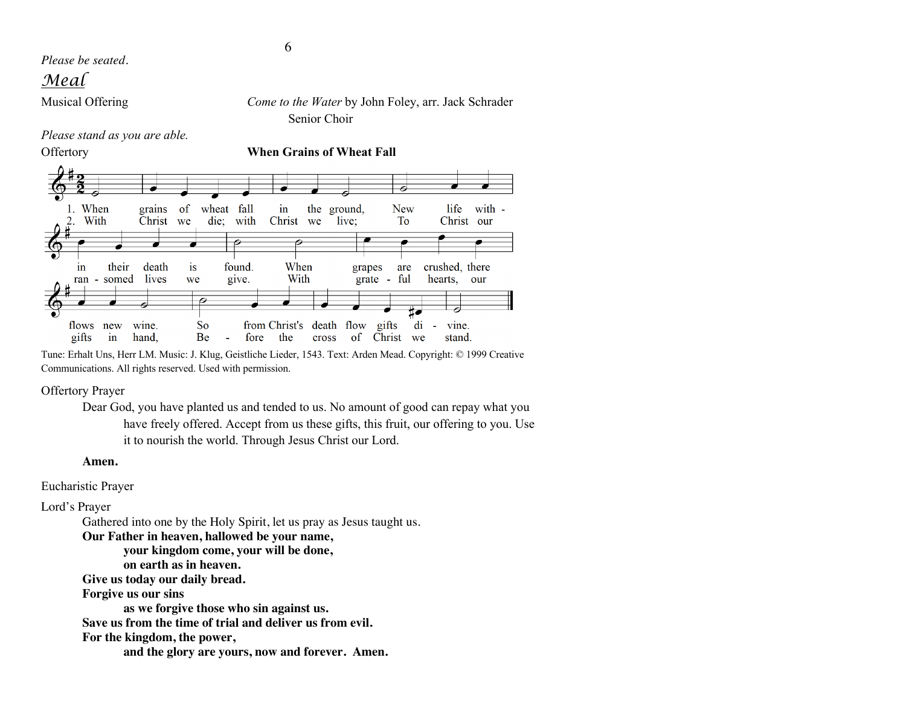*Please be seated.*

## *Meal*

Musical Offering — *Come to the Water* by John Foley, arr. Jack Schrader
Senior Choir

*Please stand as you are able.*

Offertory — **When Grains of Wheat Fall**

1. When grains of wheat fall in the ground, New life within their death is found. When grapes are crushed, there flows new wine. So from Christ's death flow gifts divine.
2. With Christ we die; with Christ we live; To Christ our ransomed lives we give. With grateful hearts, our gifts in hand, Before the cross of Christ we stand.

Tune: Erhalt Uns, Herr LM. Music: J. Klug, Geistliche Lieder, 1543. Text: Arden Mead. Copyright: © 1999 Creative Communications. All rights reserved. Used with permission.

Offertory Prayer

Dear God, you have planted us and tended to us. No amount of good can repay what you have freely offered. Accept from us these gifts, this fruit, our offering to you. Use it to nourish the world. Through Jesus Christ our Lord.

**Amen.**

Eucharistic Prayer

Lord's Prayer

Gathered into one by the Holy Spirit, let us pray as Jesus taught us.

**Our Father in heaven, hallowed be your name,**
**your kingdom come, your will be done,**
**on earth as in heaven.**
**Give us today our daily bread.**
**Forgive us our sins**
**as we forgive those who sin against us.**
**Save us from the time of trial and deliver us from evil.**
**For the kingdom, the power,**
**and the glory are yours, now and forever. Amen.**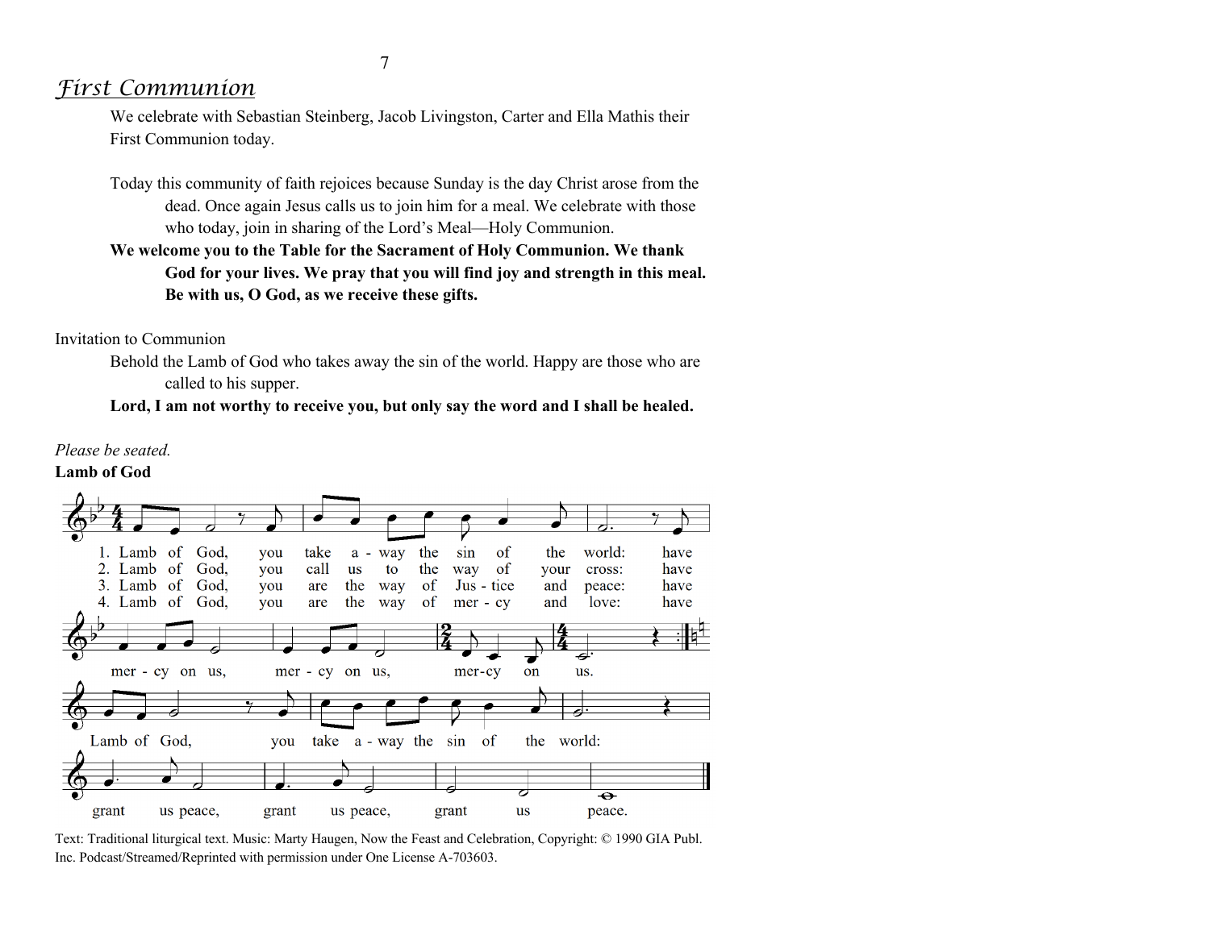## *First Communion*

We celebrate with Sebastian Steinberg, Jacob Livingston, Carter and Ella Mathis their First Communion today.

Today this community of faith rejoices because Sunday is the day Christ arose from the dead. Once again Jesus calls us to join him for a meal. We celebrate with those who today, join in sharing of the Lord's Meal—Holy Communion.

**We welcome you to the Table for the Sacrament of Holy Communion. We thank God for your lives. We pray that you will find joy and strength in this meal. Be with us, O God, as we receive these gifts.**

Invitation to Communion

Behold the Lamb of God who takes away the sin of the world. Happy are those who are called to his supper.

**Lord, I am not worthy to receive you, but only say the word and I shall be healed.**

*Please be seated.*

**Lamb of God**

1. Lamb of God, you take a - way the sin of the world: have mer - cy on us, mer - cy on us, mer-cy on us.
2. Lamb of God, you call us to the way of your cross: have
3. Lamb of God, you are the way of Jus - tice and peace: have
4. Lamb of God, you are the way of mer - cy and love: have

Lamb of God, you take a - way the sin of the world: grant us peace, grant us peace, grant us peace.

Text: Traditional liturgical text. Music: Marty Haugen, Now the Feast and Celebration, Copyright: © 1990 GIA Publ. Inc. Podcast/Streamed/Reprinted with permission under One License A-703603.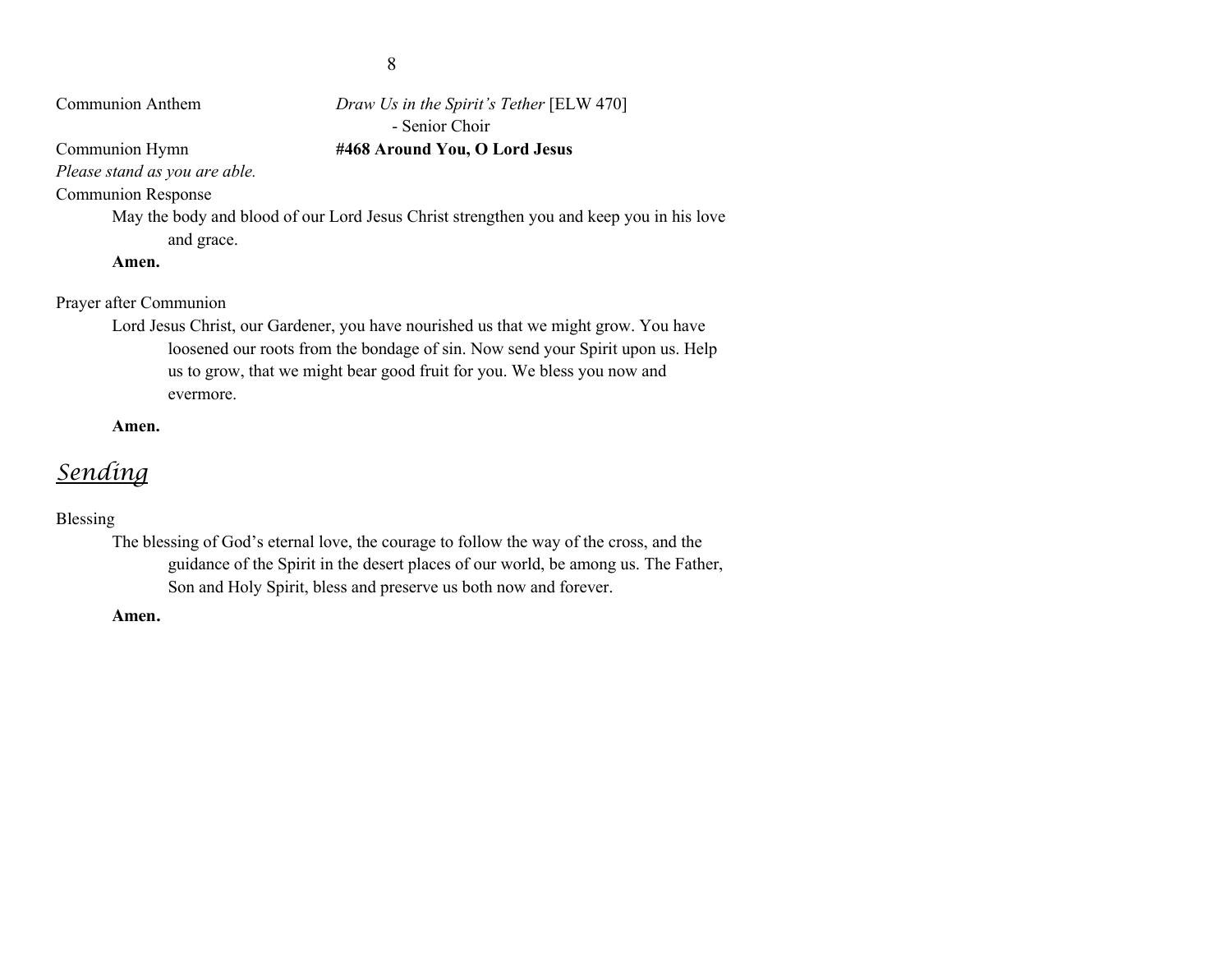Communion Anthem *Draw Us in the Spirit's Tether* [ELW 470]
- Senior Choir

Communion Hymn **#468 Around You, O Lord Jesus**

*Please stand as you are able.*

Communion Response

May the body and blood of our Lord Jesus Christ strengthen you and keep you in his love and grace.

**Amen.**

Prayer after Communion

Lord Jesus Christ, our Gardener, you have nourished us that we might grow. You have loosened our roots from the bondage of sin. Now send your Spirit upon us. Help us to grow, that we might bear good fruit for you. We bless you now and evermore.

**Amen.**

## *Sending*

Blessing

The blessing of God's eternal love, the courage to follow the way of the cross, and the guidance of the Spirit in the desert places of our world, be among us. The Father, Son and Holy Spirit, bless and preserve us both now and forever.

**Amen.**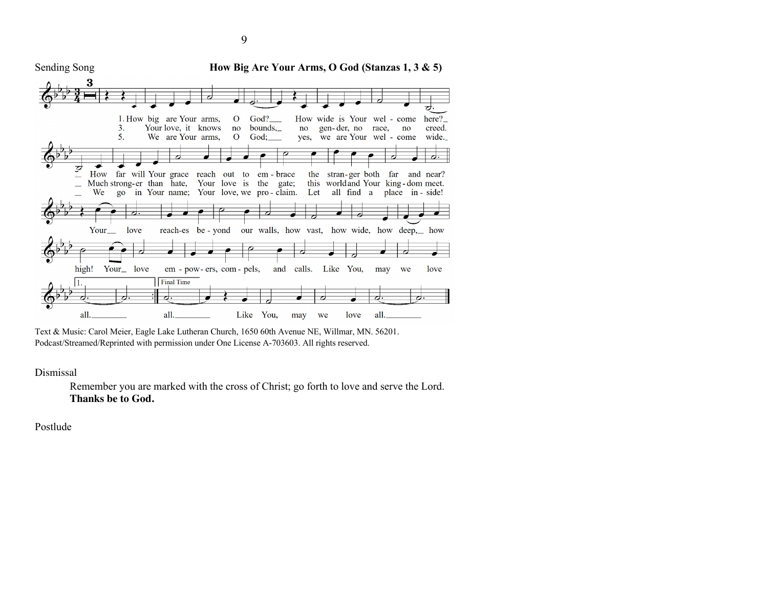Sending Song **How Big Are Your Arms, O God (Stanzas 1, 3 & 5)**

Text & Music: Carol Meier, Eagle Lake Lutheran Church, 1650 60th Avenue NE, Willmar, MN. 56201.
Podcast/Streamed/Reprinted with permission under One License A-703603. All rights reserved.

Dismissal

Remember you are marked with the cross of Christ; go forth to love and serve the Lord.
**Thanks be to God.**

Postlude